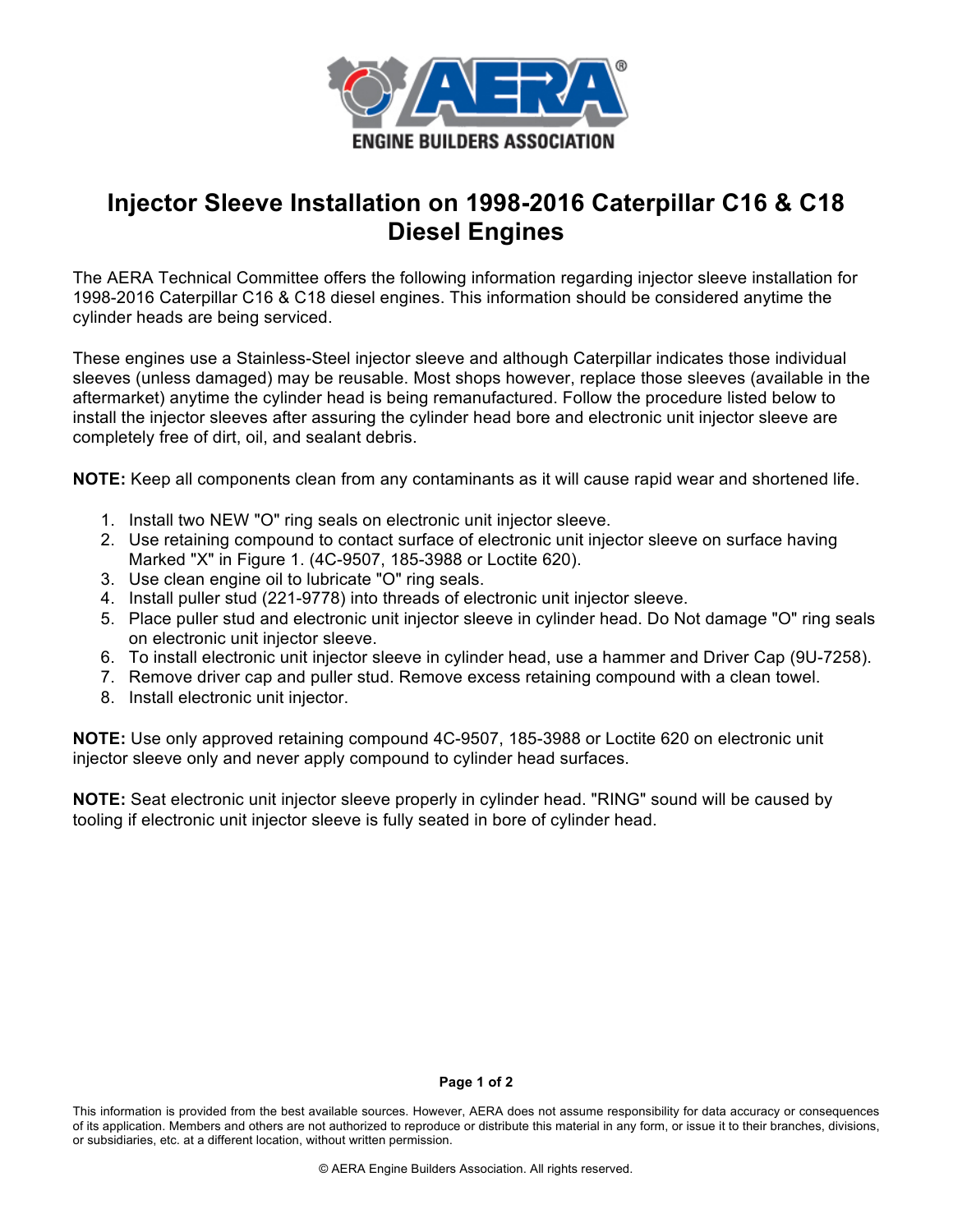# Injector Sleeve Installation on 1998-2016 Caterpillar C16 & C18 Diesel Engines

The AERA Technical Committee offers the following information regarding injector sleeve installation for 1998-2016 Caterpillar C16 & C18 diesel engines. This information should be considered anytime the cylinder heads are being serviced.

These engines use a Stainless-Steel injector sleeve and although Caterpillar indicates those individual sleeves (unless damaged) may be reusable. Most shops however, replace those sleeves (available in the aftermarket) anytime the cylinder head is being remanufactured. Follow the procedure listed below to install the injector sleeves after assuring the cylinder head bore and electronic unit injector sleeve are completely free of dirt, oil, and sealant debris.

**NOTE:** Keep all components clean from any contaminants as it will cause rapid wear and shortened life.

1. Install two NEW "O" ring seals on electronic unit injector sleeve.
2. Use retaining compound to contact surface of electronic unit injector sleeve on surface having Marked "X" in Figure 1. (4C-9507, 185-3988 or Loctite 620).
3. Use clean engine oil to lubricate "O" ring seals.
4. Install puller stud (221-9778) into threads of electronic unit injector sleeve.
5. Place puller stud and electronic unit injector sleeve in cylinder head. Do Not damage "O" ring seals on electronic unit injector sleeve.
6. To install electronic unit injector sleeve in cylinder head, use a hammer and Driver Cap (9U-7258).
7. Remove driver cap and puller stud. Remove excess retaining compound with a clean towel.
8. Install electronic unit injector.

**NOTE:** Use only approved retaining compound 4C-9507, 185-3988 or Loctite 620 on electronic unit injector sleeve only and never apply compound to cylinder head surfaces.

**NOTE:** Seat electronic unit injector sleeve properly in cylinder head. "RING" sound will be caused by tooling if electronic unit injector sleeve is fully seated in bore of cylinder head.

This information is provided from the best available sources. However, AERA does not assume responsibility for data accuracy or consequences of its application. Members and others are not authorized to reproduce or distribute this material in any form, or issue it to their branches, divisions, or subsidiaries, etc. at a different location, without written permission.

© AERA Engine Builders Association. All rights reserved.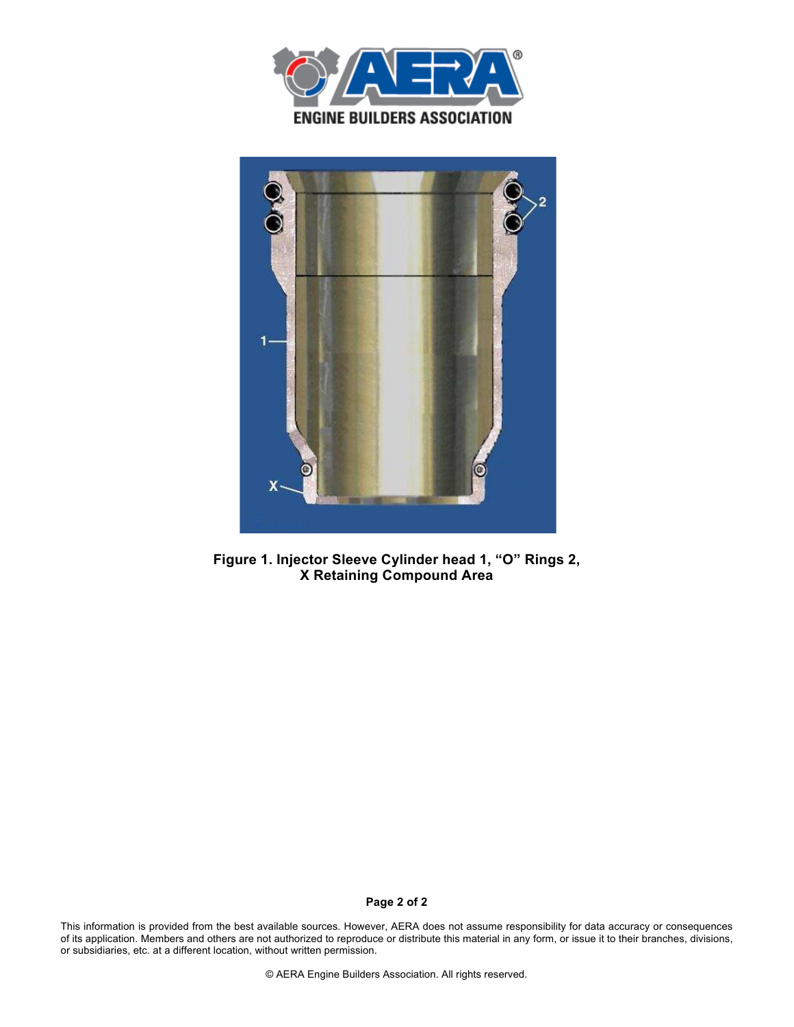1

2

X

**Figure 1. Injector Sleeve Cylinder head 1, “O” Rings 2, X Retaining Compound Area**

This information is provided from the best available sources. However, AERA does not assume responsibility for data accuracy or consequences of its application. Members and others are not authorized to reproduce or distribute this material in any form, or issue it to their branches, divisions, or subsidiaries, etc. at a different location, without written permission.

© AERA Engine Builders Association. All rights reserved.